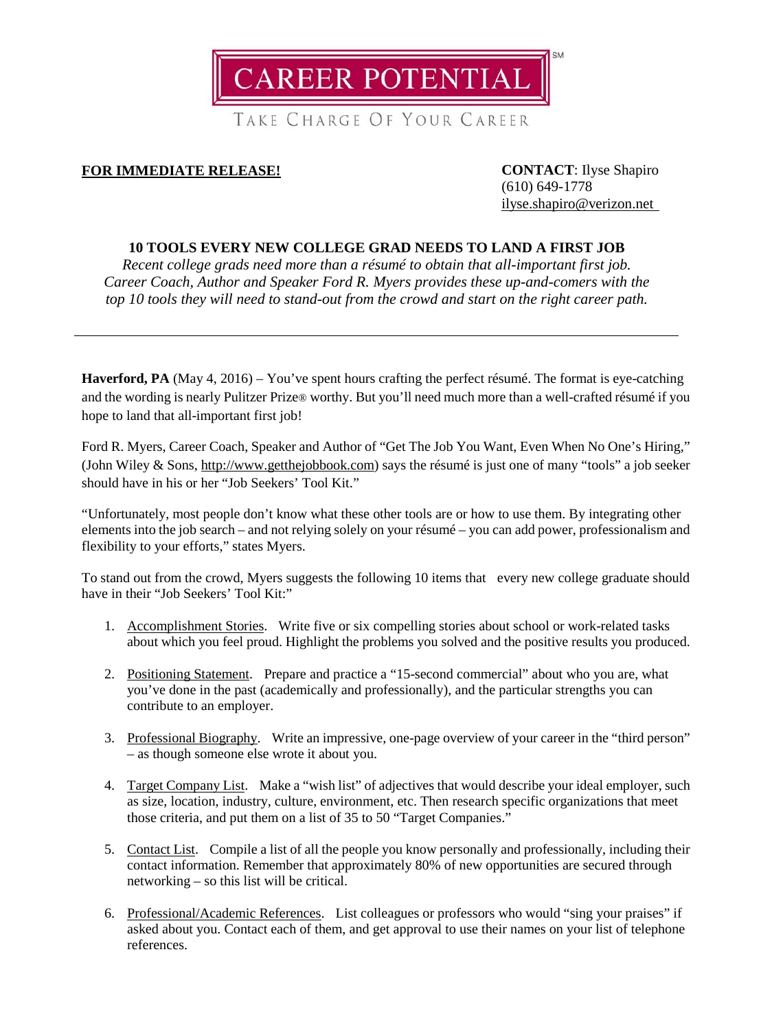# CAREER POTENTIAL[SM]

TAKE CHARGE OF YOUR CAREER

**FOR IMMEDIATE RELEASE!**

**CONTACT**: Ilyse Shapiro
(610) 649-1778
ilyse.shapiro@verizon.net

## 10 TOOLS EVERY NEW COLLEGE GRAD NEEDS TO LAND A FIRST JOB

*Recent college grads need more than a résumé to obtain that all-important first job. Career Coach, Author and Speaker Ford R. Myers provides these up-and-comers with the top 10 tools they will need to stand-out from the crowd and start on the right career path.*

---

**Haverford, PA** (May 4, 2016) – You've spent hours crafting the perfect résumé. The format is eye-catching and the wording is nearly Pulitzer Prize® worthy. But you'll need much more than a well-crafted résumé if you hope to land that all-important first job!

Ford R. Myers, Career Coach, Speaker and Author of "Get The Job You Want, Even When No One's Hiring," (John Wiley & Sons, http://www.getthejobbook.com) says the résumé is just one of many "tools" a job seeker should have in his or her "Job Seekers' Tool Kit."

"Unfortunately, most people don't know what these other tools are or how to use them. By integrating other elements into the job search – and not relying solely on your résumé – you can add power, professionalism and flexibility to your efforts," states Myers.

To stand out from the crowd, Myers suggests the following 10 items that every new college graduate should have in their "Job Seekers' Tool Kit:"

1. Accomplishment Stories. Write five or six compelling stories about school or work-related tasks about which you feel proud. Highlight the problems you solved and the positive results you produced.

2. Positioning Statement. Prepare and practice a "15-second commercial" about who you are, what you've done in the past (academically and professionally), and the particular strengths you can contribute to an employer.

3. Professional Biography. Write an impressive, one-page overview of your career in the "third person" – as though someone else wrote it about you.

4. Target Company List. Make a "wish list" of adjectives that would describe your ideal employer, such as size, location, industry, culture, environment, etc. Then research specific organizations that meet those criteria, and put them on a list of 35 to 50 "Target Companies."

5. Contact List. Compile a list of all the people you know personally and professionally, including their contact information. Remember that approximately 80% of new opportunities are secured through networking – so this list will be critical.

6. Professional/Academic References. List colleagues or professors who would "sing your praises" if asked about you. Contact each of them, and get approval to use their names on your list of telephone references.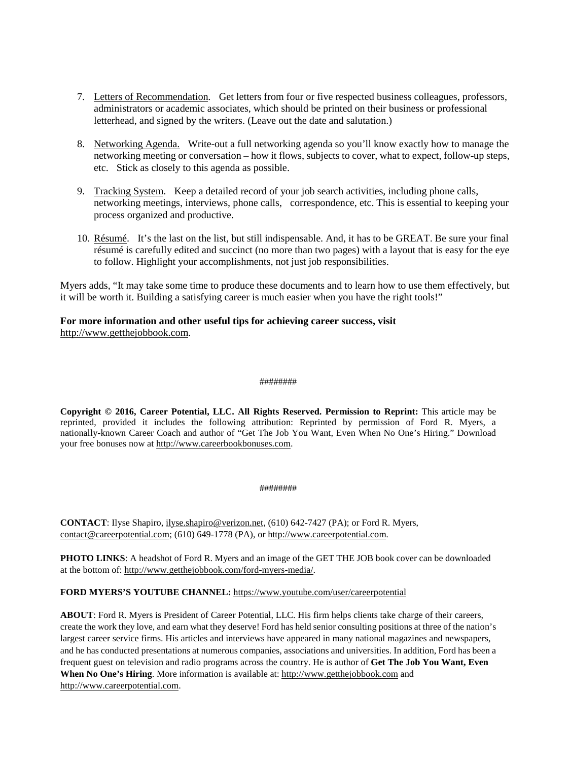7. Letters of Recommendation. Get letters from four or five respected business colleagues, professors, administrators or academic associates, which should be printed on their business or professional letterhead, and signed by the writers. (Leave out the date and salutation.)

8. Networking Agenda. Write-out a full networking agenda so you'll know exactly how to manage the networking meeting or conversation – how it flows, subjects to cover, what to expect, follow-up steps, etc. Stick as closely to this agenda as possible.

9. Tracking System. Keep a detailed record of your job search activities, including phone calls, networking meetings, interviews, phone calls, correspondence, etc. This is essential to keeping your process organized and productive.

10. Résumé. It's the last on the list, but still indispensable. And, it has to be GREAT. Be sure your final résumé is carefully edited and succinct (no more than two pages) with a layout that is easy for the eye to follow. Highlight your accomplishments, not just job responsibilities.

Myers adds, "It may take some time to produce these documents and to learn how to use them effectively, but it will be worth it. Building a satisfying career is much easier when you have the right tools!"

**For more information and other useful tips for achieving career success, visit** http://www.getthejobbook.com.

########

**Copyright © 2016, Career Potential, LLC. All Rights Reserved. Permission to Reprint:** This article may be reprinted, provided it includes the following attribution: Reprinted by permission of Ford R. Myers, a nationally-known Career Coach and author of "Get The Job You Want, Even When No One's Hiring." Download your free bonuses now at http://www.careerbookbonuses.com.

########

**CONTACT**: Ilyse Shapiro, ilyse.shapiro@verizon.net, (610) 642-7427 (PA); or Ford R. Myers, contact@careerpotential.com; (610) 649-1778 (PA), or http://www.careerpotential.com.

**PHOTO LINKS**: A headshot of Ford R. Myers and an image of the GET THE JOB book cover can be downloaded at the bottom of: http://www.getthejobbook.com/ford-myers-media/.

**FORD MYERS'S YOUTUBE CHANNEL:** https://www.youtube.com/user/careerpotential

**ABOUT**: Ford R. Myers is President of Career Potential, LLC. His firm helps clients take charge of their careers, create the work they love, and earn what they deserve! Ford has held senior consulting positions at three of the nation's largest career service firms. His articles and interviews have appeared in many national magazines and newspapers, and he has conducted presentations at numerous companies, associations and universities. In addition, Ford has been a frequent guest on television and radio programs across the country. He is author of **Get The Job You Want, Even When No One's Hiring**. More information is available at: http://www.getthejobbook.com and http://www.careerpotential.com.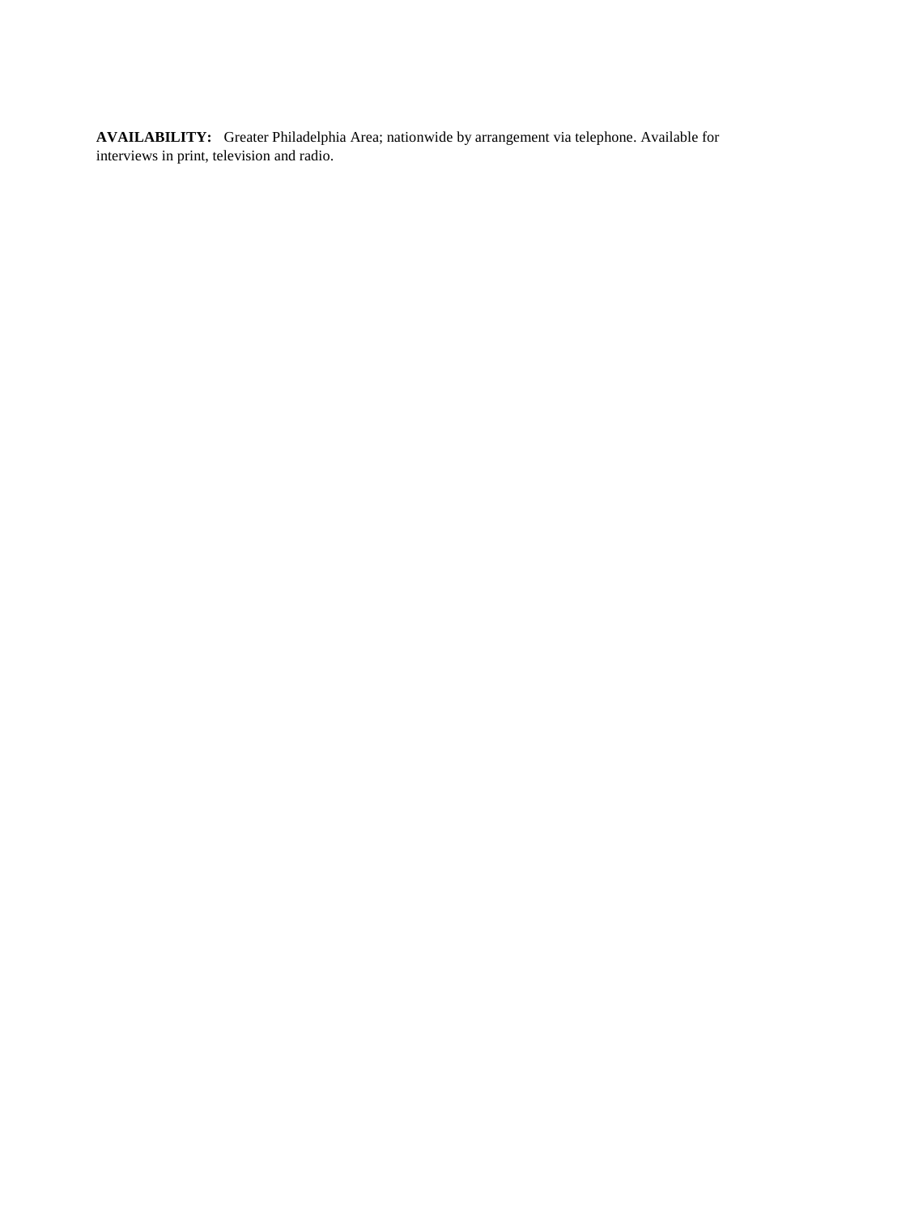**AVAILABILITY:** Greater Philadelphia Area; nationwide by arrangement via telephone. Available for interviews in print, television and radio.